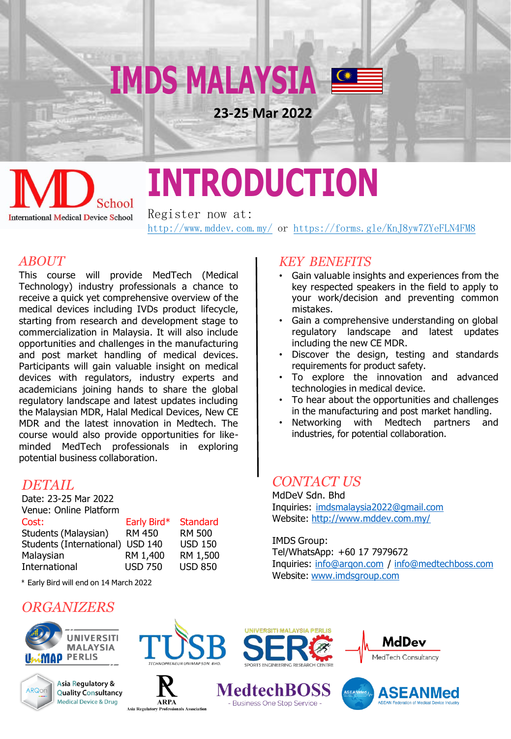# IMDS MALAYSIA

**23-25 Mar 2022**

IMD School
International Medical Device School

# INTRODUCTION

Register now at:
http://www.mddev.com.my/ or https://forms.gle/KnJ8yw7ZYeFLN4FM8

## *ABOUT*

This course will provide MedTech (Medical Technology) industry professionals a chance to receive a quick yet comprehensive overview of the medical devices including IVDs product lifecycle, starting from research and development stage to commercialization in Malaysia. It will also include opportunities and challenges in the manufacturing and post market handling of medical devices. Participants will gain valuable insight on medical devices with regulators, industry experts and academicians joining hands to share the global regulatory landscape and latest updates including the Malaysian MDR, Halal Medical Devices, New CE MDR and the latest innovation in Medtech. The course would also provide opportunities for like-minded MedTech professionals in exploring potential business collaboration.

## *KEY BENEFITS*

- Gain valuable insights and experiences from the key respected speakers in the field to apply to your work/decision and preventing common mistakes.
- Gain a comprehensive understanding on global regulatory landscape and latest updates including the new CE MDR.
- Discover the design, testing and standards requirements for product safety.
- To explore the innovation and advanced technologies in medical device.
- To hear about the opportunities and challenges in the manufacturing and post market handling.
- Networking with Medtech partners and industries, for potential collaboration.

## *DETAIL*

Date: 23-25 Mar 2022
Venue: Online Platform

| Cost: | Early Bird* | Standard |
|---|---|---|
| Students (Malaysian) | RM 450 | RM 500 |
| Students (International) | USD 140 | USD 150 |
| Malaysian | RM 1,400 | RM 1,500 |
| International | USD 750 | USD 850 |

\* Early Bird will end on 14 March 2022

## *CONTACT US*

MdDeV Sdn. Bhd
Inquiries: imdsmalaysia2022@gmail.com
Website: http://www.mddev.com.my/

IMDS Group:
Tel/WhatsApp: +60 17 7979672
Inquiries: info@arqon.com / info@medtechboss.com
Website: www.imdsgroup.com

## *ORGANIZERS*

Universiti Malaysia Perlis (UniMAP) · TUSB Technopreneur UniMAP Sdn. Bhd. · Universiti Malaysia Perlis SERC Sports Engineering Research Centre · MdDev MedTech Consultancy · ARQon Asia Regulatory & Quality Consultancy Medical Device & Drug · ARPA Asia Regulatory Professionals Association · MedtechBOSS - Business One Stop Service - · ASEANMed ASEAN Federation of Medical Device Industry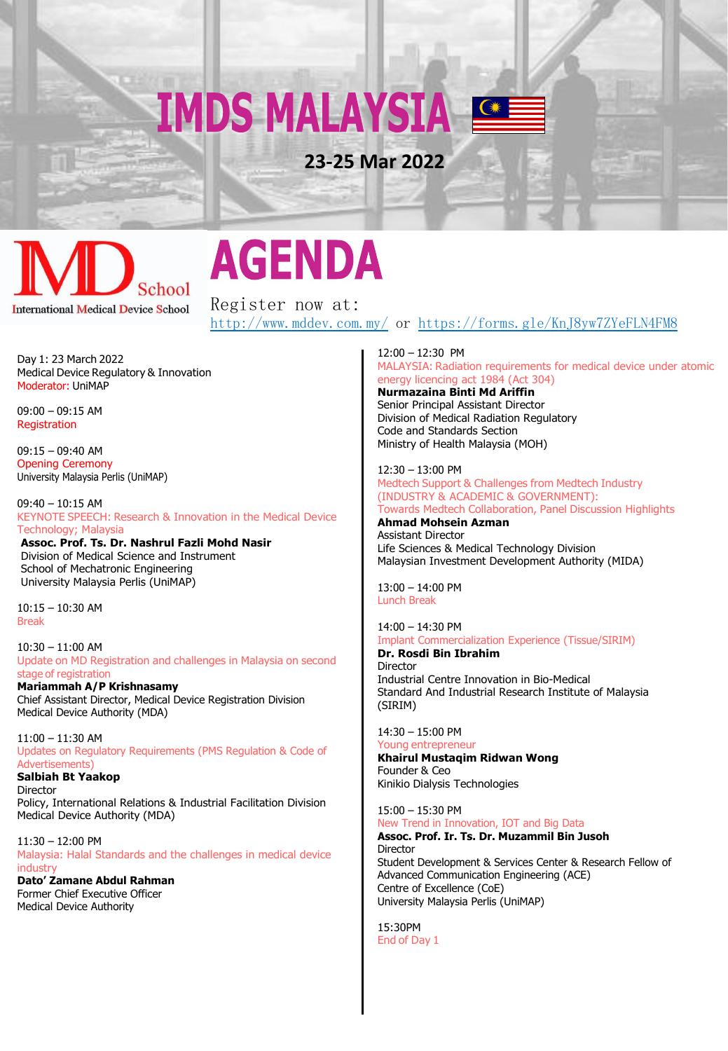# IMDS MALAYSIA

**23-25 Mar 2022**

IMD School
International Medical Device School

# AGENDA

Register now at:
[http://www.mddev.com.my/](http://www.mddev.com.my/) or [https://forms.gle/KnJ8yw7ZYeFLN4FM8](https://forms.gle/KnJ8yw7ZYeFLN4FM8)

Day 1: 23 March 2022
Medical Device Regulatory & Innovation
Moderator: UniMAP

09:00 – 09:15 AM
Registration

09:15 – 09:40 AM
Opening Ceremony
University Malaysia Perlis (UniMAP)

09:40 – 10:15 AM
KEYNOTE SPEECH: Research & Innovation in the Medical Device Technology; Malaysia
**Assoc. Prof. Ts. Dr. Nashrul Fazli Mohd Nasir**
Division of Medical Science and Instrument
School of Mechatronic Engineering
University Malaysia Perlis (UniMAP)

10:15 – 10:30 AM
Break

10:30 – 11:00 AM
Update on MD Registration and challenges in Malaysia on second stage of registration
**Mariammah A/P Krishnasamy**
Chief Assistant Director, Medical Device Registration Division
Medical Device Authority (MDA)

11:00 – 11:30 AM
Updates on Regulatory Requirements (PMS Regulation & Code of Advertisements)
**Salbiah Bt Yaakop**
Director
Policy, International Relations & Industrial Facilitation Division
Medical Device Authority (MDA)

11:30 – 12:00 PM
Malaysia: Halal Standards and the challenges in medical device industry
**Dato' Zamane Abdul Rahman**
Former Chief Executive Officer
Medical Device Authority

12:00 – 12:30 PM
MALAYSIA: Radiation requirements for medical device under atomic energy licencing act 1984 (Act 304)
**Nurmazaina Binti Md Ariffin**
Senior Principal Assistant Director
Division of Medical Radiation Regulatory
Code and Standards Section
Ministry of Health Malaysia (MOH)

12:30 – 13:00 PM
Medtech Support & Challenges from Medtech Industry (INDUSTRY & ACADEMIC & GOVERNMENT):
Towards Medtech Collaboration, Panel Discussion Highlights
**Ahmad Mohsein Azman**
Assistant Director
Life Sciences & Medical Technology Division
Malaysian Investment Development Authority (MIDA)

13:00 – 14:00 PM
Lunch Break

14:00 – 14:30 PM
Implant Commercialization Experience (Tissue/SIRIM)
**Dr. Rosdi Bin Ibrahim**
Director
Industrial Centre Innovation in Bio-Medical
Standard And Industrial Research Institute of Malaysia (SIRIM)

14:30 – 15:00 PM
Young entrepreneur
**Khairul Mustaqim Ridwan Wong**
Founder & Ceo
Kinikio Dialysis Technologies

15:00 – 15:30 PM
New Trend in Innovation, IOT and Big Data
**Assoc. Prof. Ir. Ts. Dr. Muzammil Bin Jusoh**
Director
Student Development & Services Center & Research Fellow of Advanced Communication Engineering (ACE)
Centre of Excellence (CoE)
University Malaysia Perlis (UniMAP)

15:30PM
End of Day 1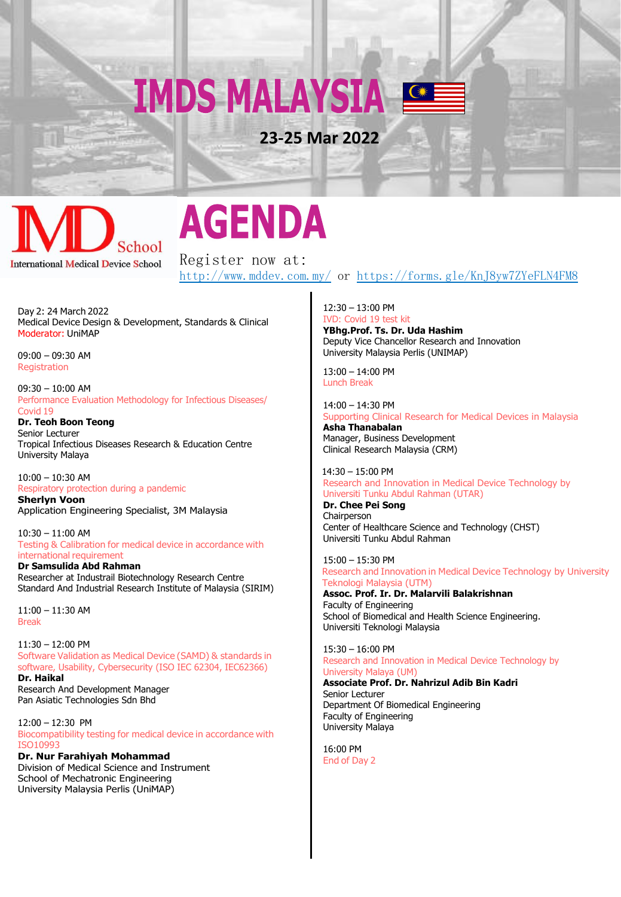# IMDS MALAYSIA

**23-25 Mar 2022**

International Medical Device School

# AGENDA

Register now at:
http://www.mddev.com.my/ or https://forms.gle/KnJ8yw7ZYeFLN4FM8

Day 2: 24 March 2022
Medical Device Design & Development, Standards & Clinical
Moderator: UniMAP

09:00 – 09:30 AM
Registration

09:30 – 10:00 AM
Performance Evaluation Methodology for Infectious Diseases/ Covid 19
**Dr. Teoh Boon Teong**
Senior Lecturer
Tropical Infectious Diseases Research & Education Centre
University Malaya

10:00 – 10:30 AM
Respiratory protection during a pandemic
**Sherlyn Voon**
Application Engineering Specialist, 3M Malaysia

10:30 – 11:00 AM
Testing & Calibration for medical device in accordance with international requirement
**Dr Samsulida Abd Rahman**
Researcher at Industrail Biotechnology Research Centre
Standard And Industrial Research Institute of Malaysia (SIRIM)

11:00 – 11:30 AM
Break

11:30 – 12:00 PM
Software Validation as Medical Device (SAMD) & standards in software, Usability, Cybersecurity (ISO IEC 62304, IEC62366)
**Dr. Haikal**
Research And Development Manager
Pan Asiatic Technologies Sdn Bhd

12:00 – 12:30 PM
Biocompatibility testing for medical device in accordance with ISO10993
**Dr. Nur Farahiyah Mohammad**
Division of Medical Science and Instrument
School of Mechatronic Engineering
University Malaysia Perlis (UniMAP)

12:30 – 13:00 PM
IVD: Covid 19 test kit
**YBhg.Prof. Ts. Dr. Uda Hashim**
Deputy Vice Chancellor Research and Innovation
University Malaysia Perlis (UNIMAP)

13:00 – 14:00 PM
Lunch Break

14:00 – 14:30 PM
Supporting Clinical Research for Medical Devices in Malaysia
**Asha Thanabalan**
Manager, Business Development
Clinical Research Malaysia (CRM)

14:30 – 15:00 PM
Research and Innovation in Medical Device Technology by Universiti Tunku Abdul Rahman (UTAR)
**Dr. Chee Pei Song**
Chairperson
Center of Healthcare Science and Technology (CHST)
Universiti Tunku Abdul Rahman

15:00 – 15:30 PM
Research and Innovation in Medical Device Technology by University Teknologi Malaysia (UTM)
**Assoc. Prof. Ir. Dr. Malarvili Balakrishnan**
Faculty of Engineering
School of Biomedical and Health Science Engineering.
Universiti Teknologi Malaysia

15:30 – 16:00 PM
Research and Innovation in Medical Device Technology by University Malaya (UM)
**Associate Prof. Dr. Nahrizul Adib Bin Kadri**
Senior Lecturer
Department Of Biomedical Engineering
Faculty of Engineering
University Malaya

16:00 PM
End of Day 2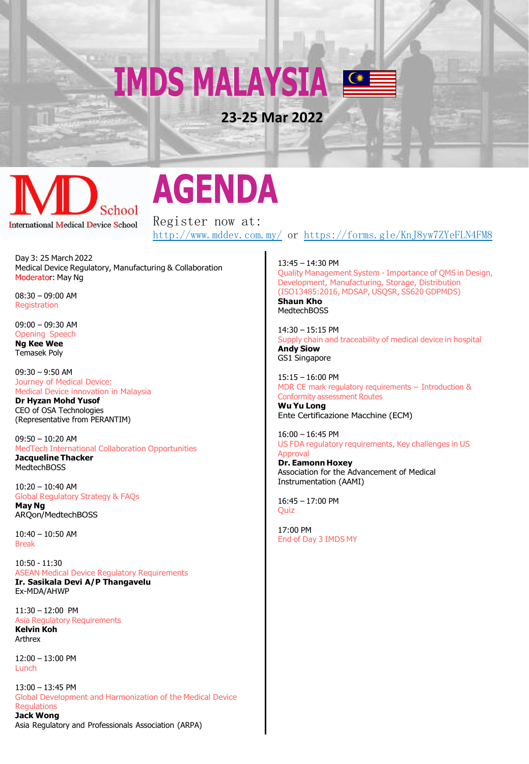# IMDS MALAYSIA

**23-25 Mar 2022**

IMD School
International Medical Device School

# AGENDA

Register now at:
http://www.mddev.com.my/ or https://forms.gle/KnJ8yw7ZYeFLN4FM8

Day 3: 25 March 2022
Medical Device Regulatory, Manufacturing & Collaboration
Moderator: May Ng

08:30 – 09:00 AM
Registration

09:00 – 09:30 AM
Opening Speech
**Ng Kee Wee**
Temasek Poly

09:30 – 9:50 AM
Journey of Medical Device:
Medical Device innovation in Malaysia
**Dr Hyzan Mohd Yusof**
CEO of OSA Technologies
(Representative from PERANTIM)

09:50 – 10:20 AM
MedTech International Collaboration Opportunities
**Jacqueline Thacker**
MedtechBOSS

10:20 – 10:40 AM
Global Regulatory Strategy & FAQs
**May Ng**
ARQon/MedtechBOSS

10:40 – 10:50 AM
Break

10:50 - 11:30
ASEAN Medical Device Regulatory Requirements
**Ir. Sasikala Devi A/P Thangavelu**
Ex-MDA/AHWP

11:30 – 12:00 PM
Asia Regulatory Requirements
**Kelvin Koh**
Arthrex

12:00 – 13:00 PM
Lunch

13:00 – 13:45 PM
Global Development and Harmonization of the Medical Device Regulations
**Jack Wong**
Asia Regulatory and Professionals Association (ARPA)

13:45 – 14:30 PM
Quality Management System - Importance of QMS in Design, Development, Manufacturing, Storage, Distribution (ISO13485:2016, MDSAP, USQSR, SS620 GDPMDS)
**Shaun Kho**
MedtechBOSS

14:30 – 15:15 PM
Supply chain and traceability of medical device in hospital
**Andy Siow**
GS1 Singapore

15:15 – 16:00 PM
MDR CE mark regulatory requirements – Introduction & Conformity assessment Routes
**Wu Yu Long**
Ente Certificazione Macchine (ECM)

16:00 – 16:45 PM
US FDA regulatory requirements, Key challenges in US Approval
**Dr. Eamonn Hoxey**
Association for the Advancement of Medical Instrumentation (AAMI)

16:45 – 17:00 PM
Quiz

17:00 PM
End of Day 3 IMDS MY